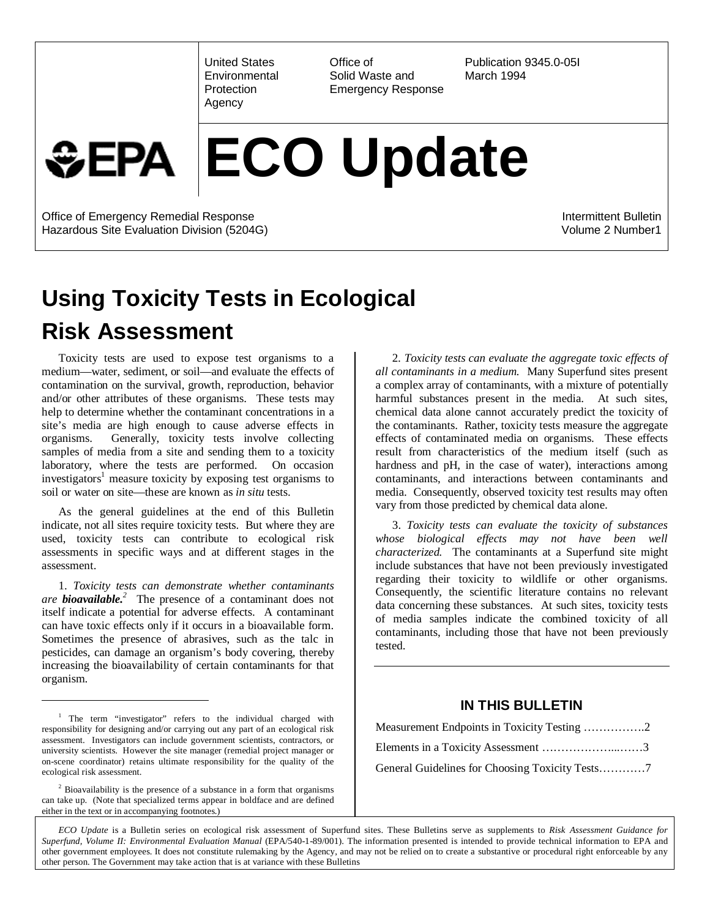United States Environmental Protection Agency

Office of Solid Waste and Emergency Response

Publication 9345.0-05I
March 1994

# ECO Update

Office of Emergency Remedial Response
Hazardous Site Evaluation Division (5204G)

Intermittent Bulletin
Volume 2 Number1

## Using Toxicity Tests in Ecological Risk Assessment

Toxicity tests are used to expose test organisms to a medium—water, sediment, or soil—and evaluate the effects of contamination on the survival, growth, reproduction, behavior and/or other attributes of these organisms. These tests may help to determine whether the contaminant concentrations in a site's media are high enough to cause adverse effects in organisms. Generally, toxicity tests involve collecting samples of media from a site and sending them to a toxicity laboratory, where the tests are performed. On occasion investigators[1] measure toxicity by exposing test organisms to soil or water on site—these are known as *in situ* tests.

As the general guidelines at the end of this Bulletin indicate, not all sites require toxicity tests. But where they are used, toxicity tests can contribute to ecological risk assessments in specific ways and at different stages in the assessment.

1. *Toxicity tests can demonstrate whether contaminants are* ***bioavailable.***[2] The presence of a contaminant does not itself indicate a potential for adverse effects. A contaminant can have toxic effects only if it occurs in a bioavailable form. Sometimes the presence of abrasives, such as the talc in pesticides, can damage an organism's body covering, thereby increasing the bioavailability of certain contaminants for that organism.

2. *Toxicity tests can evaluate the aggregate toxic effects of all contaminants in a medium.* Many Superfund sites present a complex array of contaminants, with a mixture of potentially harmful substances present in the media. At such sites, chemical data alone cannot accurately predict the toxicity of the contaminants. Rather, toxicity tests measure the aggregate effects of contaminated media on organisms. These effects result from characteristics of the medium itself (such as hardness and pH, in the case of water), interactions among contaminants, and interactions between contaminants and media. Consequently, observed toxicity test results may often vary from those predicted by chemical data alone.

3. *Toxicity tests can evaluate the toxicity of substances whose biological effects may not have been well characterized.* The contaminants at a Superfund site might include substances that have not been previously investigated regarding their toxicity to wildlife or other organisms. Consequently, the scientific literature contains no relevant data concerning these substances. At such sites, toxicity tests of media samples indicate the combined toxicity of all contaminants, including those that have not been previously tested.

### IN THIS BULLETIN

Measurement Endpoints in Toxicity Testing …………….2
Elements in a Toxicity Assessment ………………...……3
General Guidelines for Choosing Toxicity Tests…………7

[1] The term "investigator" refers to the individual charged with responsibility for designing and/or carrying out any part of an ecological risk assessment. Investigators can include government scientists, contractors, or university scientists. However the site manager (remedial project manager or on-scene coordinator) retains ultimate responsibility for the quality of the ecological risk assessment.

[2] Bioavailability is the presence of a substance in a form that organisms can take up. (Note that specialized terms appear in boldface and are defined either in the text or in accompanying footnotes.)

*ECO Update* is a Bulletin series on ecological risk assessment of Superfund sites. These Bulletins serve as supplements to *Risk Assessment Guidance for Superfund, Volume II: Environmental Evaluation Manual* (EPA/540-1-89/001). The information presented is intended to provide technical information to EPA and other government employees. It does not constitute rulemaking by the Agency, and may not be relied on to create a substantive or procedural right enforceable by any other person. The Government may take action that is at variance with these Bulletins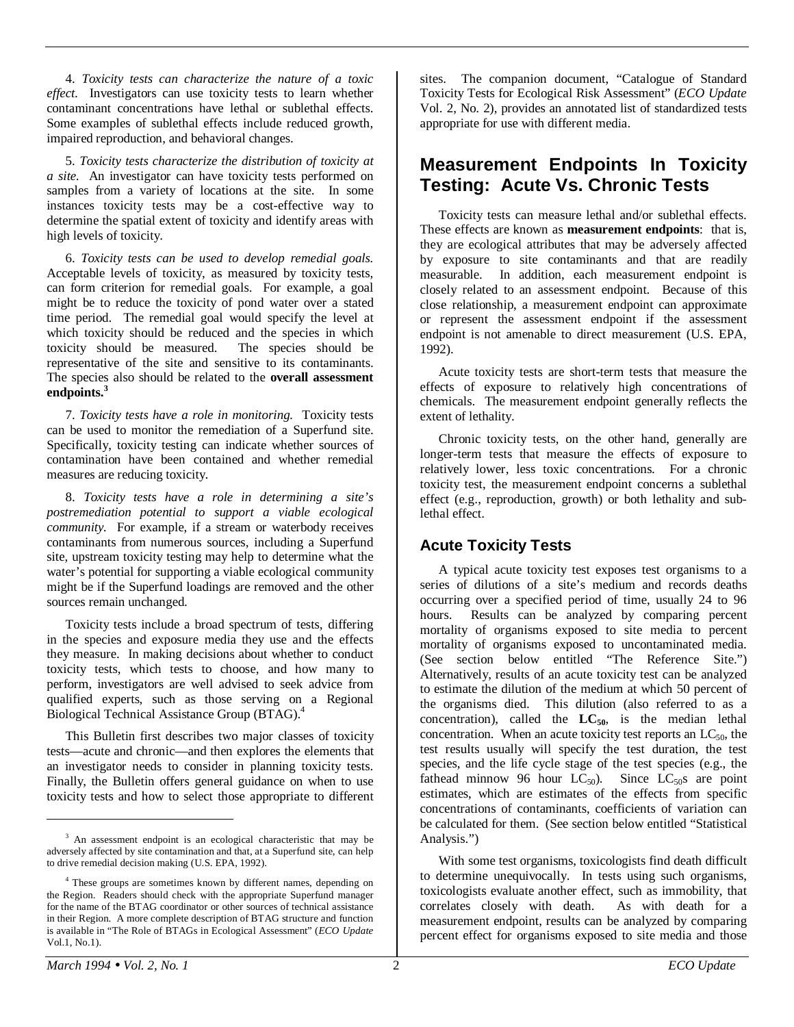4. *Toxicity tests can characterize the nature of a toxic effect.* Investigators can use toxicity tests to learn whether contaminant concentrations have lethal or sublethal effects. Some examples of sublethal effects include reduced growth, impaired reproduction, and behavioral changes.

5. *Toxicity tests characterize the distribution of toxicity at a site.* An investigator can have toxicity tests performed on samples from a variety of locations at the site. In some instances toxicity tests may be a cost-effective way to determine the spatial extent of toxicity and identify areas with high levels of toxicity.

6. *Toxicity tests can be used to develop remedial goals.* Acceptable levels of toxicity, as measured by toxicity tests, can form criterion for remedial goals. For example, a goal might be to reduce the toxicity of pond water over a stated time period. The remedial goal would specify the level at which toxicity should be reduced and the species in which toxicity should be measured. The species should be representative of the site and sensitive to its contaminants. The species also should be related to the **overall assessment endpoints.**[3]

7. *Toxicity tests have a role in monitoring.* Toxicity tests can be used to monitor the remediation of a Superfund site. Specifically, toxicity testing can indicate whether sources of contamination have been contained and whether remedial measures are reducing toxicity.

8. *Toxicity tests have a role in determining a site's postremediation potential to support a viable ecological community.* For example, if a stream or waterbody receives contaminants from numerous sources, including a Superfund site, upstream toxicity testing may help to determine what the water's potential for supporting a viable ecological community might be if the Superfund loadings are removed and the other sources remain unchanged.

Toxicity tests include a broad spectrum of tests, differing in the species and exposure media they use and the effects they measure. In making decisions about whether to conduct toxicity tests, which tests to choose, and how many to perform, investigators are well advised to seek advice from qualified experts, such as those serving on a Regional Biological Technical Assistance Group (BTAG).[4]

This Bulletin first describes two major classes of toxicity tests—acute and chronic—and then explores the elements that an investigator needs to consider in planning toxicity tests. Finally, the Bulletin offers general guidance on when to use toxicity tests and how to select those appropriate to different sites. The companion document, "Catalogue of Standard Toxicity Tests for Ecological Risk Assessment" (*ECO Update* Vol. 2, No. 2), provides an annotated list of standardized tests appropriate for use with different media.

[3] An assessment endpoint is an ecological characteristic that may be adversely affected by site contamination and that, at a Superfund site, can help to drive remedial decision making (U.S. EPA, 1992).

[4] These groups are sometimes known by different names, depending on the Region. Readers should check with the appropriate Superfund manager for the name of the BTAG coordinator or other sources of technical assistance in their Region. A more complete description of BTAG structure and function is available in "The Role of BTAGs in Ecological Assessment" (*ECO Update* Vol.1, No.1).

## Measurement Endpoints In Toxicity Testing: Acute Vs. Chronic Tests

Toxicity tests can measure lethal and/or sublethal effects. These effects are known as **measurement endpoints**: that is, they are ecological attributes that may be adversely affected by exposure to site contaminants and that are readily measurable. In addition, each measurement endpoint is closely related to an assessment endpoint. Because of this close relationship, a measurement endpoint can approximate or represent the assessment endpoint if the assessment endpoint is not amenable to direct measurement (U.S. EPA, 1992).

Acute toxicity tests are short-term tests that measure the effects of exposure to relatively high concentrations of chemicals. The measurement endpoint generally reflects the extent of lethality.

Chronic toxicity tests, on the other hand, generally are longer-term tests that measure the effects of exposure to relatively lower, less toxic concentrations. For a chronic toxicity test, the measurement endpoint concerns a sublethal effect (e.g., reproduction, growth) or both lethality and sub-lethal effect.

### Acute Toxicity Tests

A typical acute toxicity test exposes test organisms to a series of dilutions of a site's medium and records deaths occurring over a specified period of time, usually 24 to 96 hours. Results can be analyzed by comparing percent mortality of organisms exposed to site media to percent mortality of organisms exposed to uncontaminated media. (See section below entitled "The Reference Site.") Alternatively, results of an acute toxicity test can be analyzed to estimate the dilution of the medium at which 50 percent of the organisms died. This dilution (also referred to as a concentration), called the **$LC_{50}$**, is the median lethal concentration. When an acute toxicity test reports an $LC_{50}$, the test results usually will specify the test duration, the test species, and the life cycle stage of the test species (e.g., the fathead minnow 96 hour $LC_{50}$). Since $LC_{50}$s are point estimates, which are estimates of the effects from specific concentrations of contaminants, coefficients of variation can be calculated for them. (See section below entitled "Statistical Analysis.")

With some test organisms, toxicologists find death difficult to determine unequivocally. In tests using such organisms, toxicologists evaluate another effect, such as immobility, that correlates closely with death. As with death for a measurement endpoint, results can be analyzed by comparing percent effect for organisms exposed to site media and those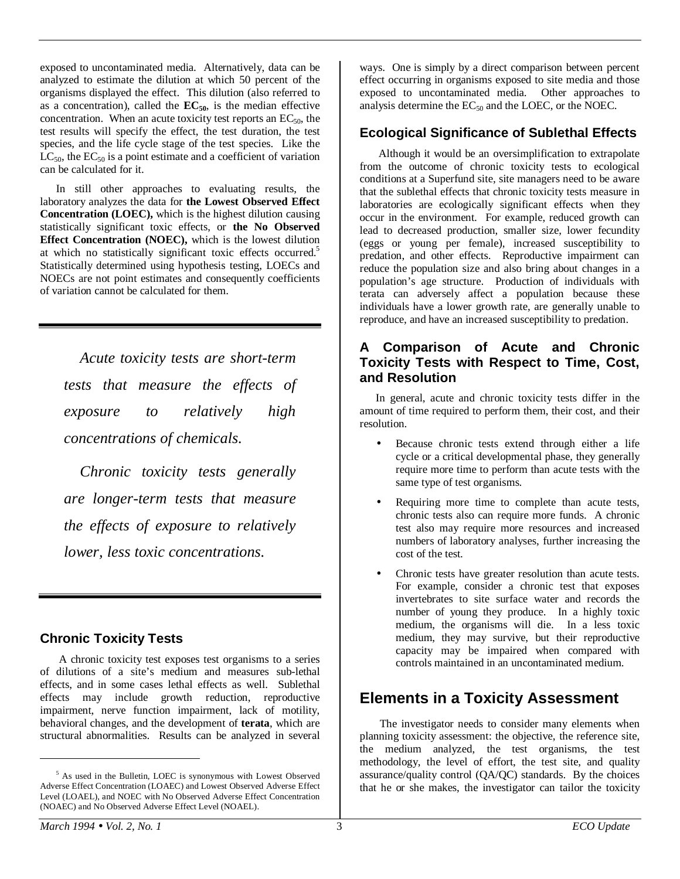exposed to uncontaminated media. Alternatively, data can be analyzed to estimate the dilution at which 50 percent of the organisms displayed the effect. This dilution (also referred to as a concentration), called the **$EC_{50}$**, is the median effective concentration. When an acute toxicity test reports an $EC_{50}$, the test results will specify the effect, the test duration, the test species, and the life cycle stage of the test species. Like the $LC_{50}$, the $EC_{50}$ is a point estimate and a coefficient of variation can be calculated for it.

In still other approaches to evaluating results, the laboratory analyzes the data for **the Lowest Observed Effect Concentration (LOEC),** which is the highest dilution causing statistically significant toxic effects, or **the No Observed Effect Concentration (NOEC),** which is the lowest dilution at which no statistically significant toxic effects occurred.[5] Statistically determined using hypothesis testing, LOECs and NOECs are not point estimates and consequently coefficients of variation cannot be calculated for them.

*Acute toxicity tests are short-term tests that measure the effects of exposure to relatively high concentrations of chemicals.*

*Chronic toxicity tests generally are longer-term tests that measure the effects of exposure to relatively lower, less toxic concentrations.*

### Chronic Toxicity Tests

A chronic toxicity test exposes test organisms to a series of dilutions of a site's medium and measures sub-lethal effects, and in some cases lethal effects as well. Sublethal effects may include growth reduction, reproductive impairment, nerve function impairment, lack of motility, behavioral changes, and the development of **terata**, which are structural abnormalities. Results can be analyzed in several ways. One is simply by a direct comparison between percent effect occurring in organisms exposed to site media and those exposed to uncontaminated media. Other approaches to analysis determine the $EC_{50}$ and the LOEC, or the NOEC.

### Ecological Significance of Sublethal Effects

Although it would be an oversimplification to extrapolate from the outcome of chronic toxicity tests to ecological conditions at a Superfund site, site managers need to be aware that the sublethal effects that chronic toxicity tests measure in laboratories are ecologically significant effects when they occur in the environment. For example, reduced growth can lead to decreased production, smaller size, lower fecundity (eggs or young per female), increased susceptibility to predation, and other effects. Reproductive impairment can reduce the population size and also bring about changes in a population's age structure. Production of individuals with terata can adversely affect a population because these individuals have a lower growth rate, are generally unable to reproduce, and have an increased susceptibility to predation.

### A Comparison of Acute and Chronic Toxicity Tests with Respect to Time, Cost, and Resolution

In general, acute and chronic toxicity tests differ in the amount of time required to perform them, their cost, and their resolution.

- Because chronic tests extend through either a life cycle or a critical developmental phase, they generally require more time to perform than acute tests with the same type of test organisms.
- Requiring more time to complete than acute tests, chronic tests also can require more funds. A chronic test also may require more resources and increased numbers of laboratory analyses, further increasing the cost of the test.
- Chronic tests have greater resolution than acute tests. For example, consider a chronic test that exposes invertebrates to site surface water and records the number of young they produce. In a highly toxic medium, the organisms will die. In a less toxic medium, they may survive, but their reproductive capacity may be impaired when compared with controls maintained in an uncontaminated medium.

## Elements in a Toxicity Assessment

The investigator needs to consider many elements when planning toxicity assessment: the objective, the reference site, the medium analyzed, the test organisms, the test methodology, the level of effort, the test site, and quality assurance/quality control (QA/QC) standards. By the choices that he or she makes, the investigator can tailor the toxicity

[5] As used in the Bulletin, LOEC is synonymous with Lowest Observed Adverse Effect Concentration (LOAEC) and Lowest Observed Adverse Effect Level (LOAEL), and NOEC with No Observed Adverse Effect Concentration (NOAEC) and No Observed Adverse Effect Level (NOAEL).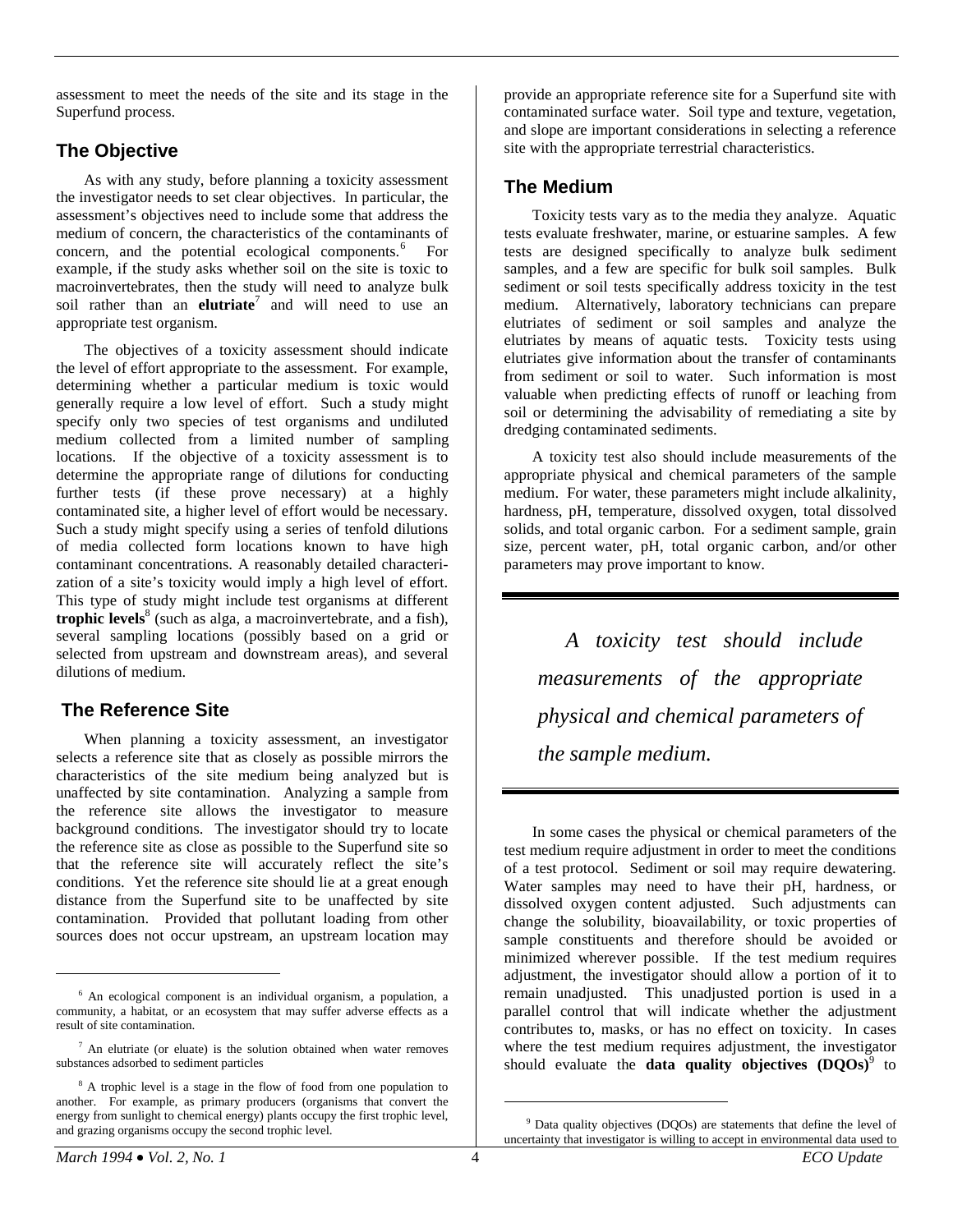assessment to meet the needs of the site and its stage in the Superfund process.

## The Objective

As with any study, before planning a toxicity assessment the investigator needs to set clear objectives. In particular, the assessment's objectives need to include some that address the medium of concern, the characteristics of the contaminants of concern, and the potential ecological components.[6] For example, if the study asks whether soil on the site is toxic to macroinvertebrates, then the study will need to analyze bulk soil rather than an **elutriate**[7] and will need to use an appropriate test organism.

The objectives of a toxicity assessment should indicate the level of effort appropriate to the assessment. For example, determining whether a particular medium is toxic would generally require a low level of effort. Such a study might specify only two species of test organisms and undiluted medium collected from a limited number of sampling locations. If the objective of a toxicity assessment is to determine the appropriate range of dilutions for conducting further tests (if these prove necessary) at a highly contaminated site, a higher level of effort would be necessary. Such a study might specify using a series of tenfold dilutions of media collected form locations known to have high contaminant concentrations. A reasonably detailed characterization of a site's toxicity would imply a high level of effort. This type of study might include test organisms at different **trophic levels**[8] (such as alga, a macroinvertebrate, and a fish), several sampling locations (possibly based on a grid or selected from upstream and downstream areas), and several dilutions of medium.

## The Reference Site

When planning a toxicity assessment, an investigator selects a reference site that as closely as possible mirrors the characteristics of the site medium being analyzed but is unaffected by site contamination. Analyzing a sample from the reference site allows the investigator to measure background conditions. The investigator should try to locate the reference site as close as possible to the Superfund site so that the reference site will accurately reflect the site's conditions. Yet the reference site should lie at a great enough distance from the Superfund site to be unaffected by site contamination. Provided that pollutant loading from other sources does not occur upstream, an upstream location may provide an appropriate reference site for a Superfund site with contaminated surface water. Soil type and texture, vegetation, and slope are important considerations in selecting a reference site with the appropriate terrestrial characteristics.

## The Medium

Toxicity tests vary as to the media they analyze. Aquatic tests evaluate freshwater, marine, or estuarine samples. A few tests are designed specifically to analyze bulk sediment samples, and a few are specific for bulk soil samples. Bulk sediment or soil tests specifically address toxicity in the test medium. Alternatively, laboratory technicians can prepare elutriates of sediment or soil samples and analyze the elutriates by means of aquatic tests. Toxicity tests using elutriates give information about the transfer of contaminants from sediment or soil to water. Such information is most valuable when predicting effects of runoff or leaching from soil or determining the advisability of remediating a site by dredging contaminated sediments.

A toxicity test also should include measurements of the appropriate physical and chemical parameters of the sample medium. For water, these parameters might include alkalinity, hardness, pH, temperature, dissolved oxygen, total dissolved solids, and total organic carbon. For a sediment sample, grain size, percent water, pH, total organic carbon, and/or other parameters may prove important to know.

> *A toxicity test should include measurements of the appropriate physical and chemical parameters of the sample medium.*

In some cases the physical or chemical parameters of the test medium require adjustment in order to meet the conditions of a test protocol. Sediment or soil may require dewatering. Water samples may need to have their pH, hardness, or dissolved oxygen content adjusted. Such adjustments can change the solubility, bioavailability, or toxic properties of sample constituents and therefore should be avoided or minimized wherever possible. If the test medium requires adjustment, the investigator should allow a portion of it to remain unadjusted. This unadjusted portion is used in a parallel control that will indicate whether the adjustment contributes to, masks, or has no effect on toxicity. In cases where the test medium requires adjustment, the investigator should evaluate the **data quality objectives (DQOs)**[9] to

---

[6] An ecological component is an individual organism, a population, a community, a habitat, or an ecosystem that may suffer adverse effects as a result of site contamination.

[7] An elutriate (or eluate) is the solution obtained when water removes substances adsorbed to sediment particles

[8] A trophic level is a stage in the flow of food from one population to another. For example, as primary producers (organisms that convert the energy from sunlight to chemical energy) plants occupy the first trophic level, and grazing organisms occupy the second trophic level.

[9] Data quality objectives (DQOs) are statements that define the level of uncertainty that investigator is willing to accept in environmental data used to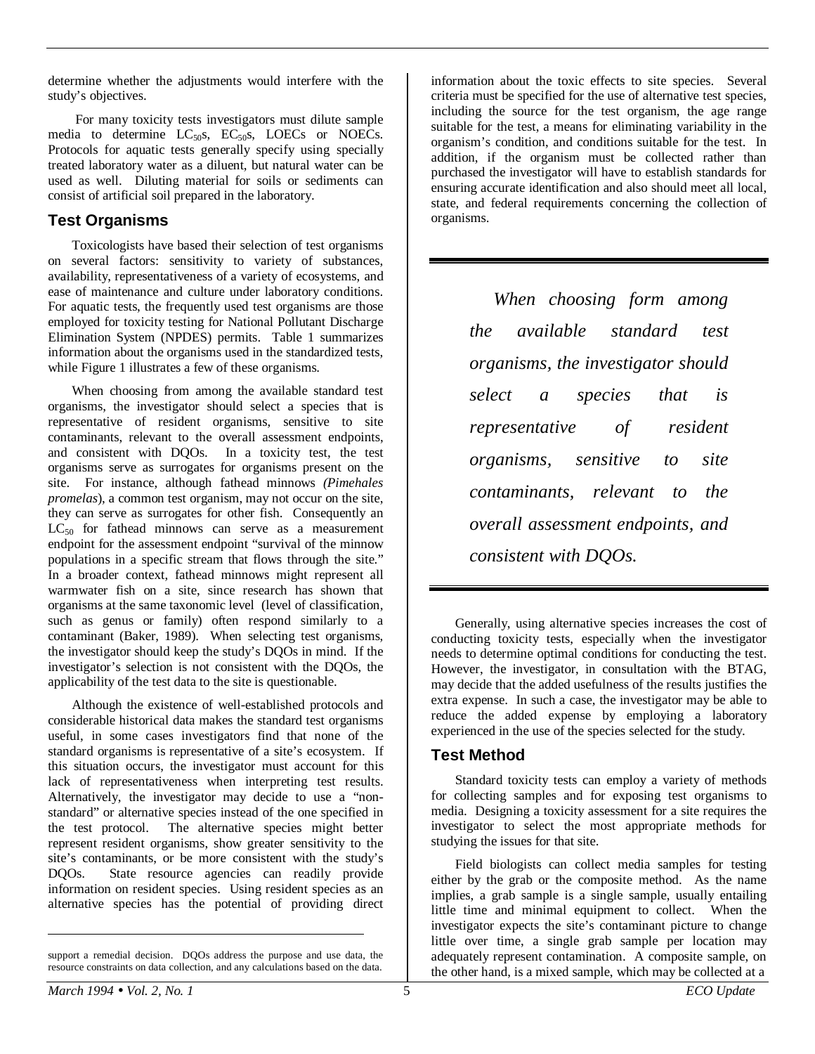determine whether the adjustments would interfere with the study's objectives.

For many toxicity tests investigators must dilute sample media to determine $LC_{50}$s, $EC_{50}$s, LOECs or NOECs. Protocols for aquatic tests generally specify using specially treated laboratory water as a diluent, but natural water can be used as well. Diluting material for soils or sediments can consist of artificial soil prepared in the laboratory.

## Test Organisms

Toxicologists have based their selection of test organisms on several factors: sensitivity to variety of substances, availability, representativeness of a variety of ecosystems, and ease of maintenance and culture under laboratory conditions. For aquatic tests, the frequently used test organisms are those employed for toxicity testing for National Pollutant Discharge Elimination System (NPDES) permits. Table 1 summarizes information about the organisms used in the standardized tests, while Figure 1 illustrates a few of these organisms.

When choosing from among the available standard test organisms, the investigator should select a species that is representative of resident organisms, sensitive to site contaminants, relevant to the overall assessment endpoints, and consistent with DQOs. In a toxicity test, the test organisms serve as surrogates for organisms present on the site. For instance, although fathead minnows *(Pimehales promelas*), a common test organism, may not occur on the site, they can serve as surrogates for other fish. Consequently an $LC_{50}$ for fathead minnows can serve as a measurement endpoint for the assessment endpoint "survival of the minnow populations in a specific stream that flows through the site." In a broader context, fathead minnows might represent all warmwater fish on a site, since research has shown that organisms at the same taxonomic level (level of classification, such as genus or family) often respond similarly to a contaminant (Baker, 1989). When selecting test organisms, the investigator should keep the study's DQOs in mind. If the investigator's selection is not consistent with the DQOs, the applicability of the test data to the site is questionable.

Although the existence of well-established protocols and considerable historical data makes the standard test organisms useful, in some cases investigators find that none of the standard organisms is representative of a site's ecosystem. If this situation occurs, the investigator must account for this lack of representativeness when interpreting test results. Alternatively, the investigator may decide to use a "non-standard" or alternative species instead of the one specified in the test protocol. The alternative species might better represent resident organisms, show greater sensitivity to the site's contaminants, or be more consistent with the study's DQOs. State resource agencies can readily provide information on resident species. Using resident species as an alternative species has the potential of providing direct information about the toxic effects to site species. Several criteria must be specified for the use of alternative test species, including the source for the test organism, the age range suitable for the test, a means for eliminating variability in the organism's condition, and conditions suitable for the test. In addition, if the organism must be collected rather than purchased the investigator will have to establish standards for ensuring accurate identification and also should meet all local, state, and federal requirements concerning the collection of organisms.

> *When choosing form among the available standard test organisms, the investigator should select a species that is representative of resident organisms, sensitive to site contaminants, relevant to the overall assessment endpoints, and consistent with DQOs.*

Generally, using alternative species increases the cost of conducting toxicity tests, especially when the investigator needs to determine optimal conditions for conducting the test. However, the investigator, in consultation with the BTAG, may decide that the added usefulness of the results justifies the extra expense. In such a case, the investigator may be able to reduce the added expense by employing a laboratory experienced in the use of the species selected for the study.

## Test Method

Standard toxicity tests can employ a variety of methods for collecting samples and for exposing test organisms to media. Designing a toxicity assessment for a site requires the investigator to select the most appropriate methods for studying the issues for that site.

Field biologists can collect media samples for testing either by the grab or the composite method. As the name implies, a grab sample is a single sample, usually entailing little time and minimal equipment to collect. When the investigator expects the site's contaminant picture to change little over time, a single grab sample per location may adequately represent contamination. A composite sample, on the other hand, is a mixed sample, which may be collected at a

---

support a remedial decision. DQOs address the purpose and use data, the resource constraints on data collection, and any calculations based on the data.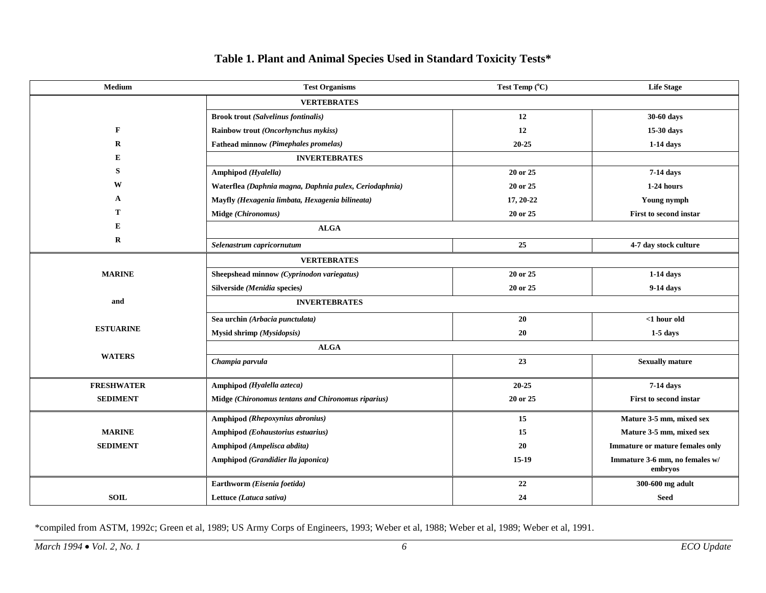## Table 1. Plant and Animal Species Used in Standard Toxicity Tests*

| Medium | Test Organisms | Test Temp (°C) | Life Stage |
|---|---|---|---|
| FRESHWATER | **VERTEBRATES** | | |
| | Brook trout *(Salvelinus fontinalis)* | 12 | 30-60 days |
| | Rainbow trout *(Oncorhynchus mykiss)* | 12 | 15-30 days |
| | Fathead minnow *(Pimephales promelas)* | 20-25 | 1-14 days |
| | **INVERTEBRATES** | | |
| | Amphipod *(Hyalella)* | 20 or 25 | 7-14 days |
| | Waterflea *(Daphnia magna, Daphnia pulex, Ceriodaphnia)* | 20 or 25 | 1-24 hours |
| | Mayfly *(Hexagenia limbata, Hexagenia bilineata)* | 17, 20-22 | Young nymph |
| | Midge *(Chironomus)* | 20 or 25 | First to second instar |
| | **ALGA** | | |
| | *Selenastrum capricornutum* | 25 | 4-7 day stock culture |
| MARINE and ESTUARINE WATERS | **VERTEBRATES** | | |
| | Sheepshead minnow *(Cyprinodon variegatus)* | 20 or 25 | 1-14 days |
| | Silverside *(Menidia* species) | 20 or 25 | 9-14 days |
| | **INVERTEBRATES** | | |
| | Sea urchin *(Arbacia punctulata)* | 20 | <1 hour old |
| | Mysid shrimp *(Mysidopsis)* | 20 | 1-5 days |
| | **ALGA** | | |
| | *Champia parvula* | 23 | Sexually mature |
| FRESHWATER SEDIMENT | Amphipod *(Hyalella azteca)* | 20-25 | 7-14 days |
| | Midge *(Chironomus tentans and Chironomus riparius)* | 20 or 25 | First to second instar |
| MARINE SEDIMENT | Amphipod *(Rhepoxynius abronius)* | 15 | Mature 3-5 mm, mixed sex |
| | Amphipod *(Eohaustorius estuarius)* | 15 | Mature 3-5 mm, mixed sex |
| | Amphipod *(Ampelisca abdita)* | 20 | Immature or mature females only |
| | Amphipod *(Grandidier lla japonica)* | 15-19 | Immature 3-6 mm, no females w/ embryos |
| SOIL | Earthworm *(Eisenia foetida)* | 22 | 300-600 mg adult |
| | Lettuce *(Latuca sativa)* | 24 | Seed |

*compiled from ASTM, 1992c; Green et al, 1989; US Army Corps of Engineers, 1993; Weber et al, 1988; Weber et al, 1989; Weber et al, 1991.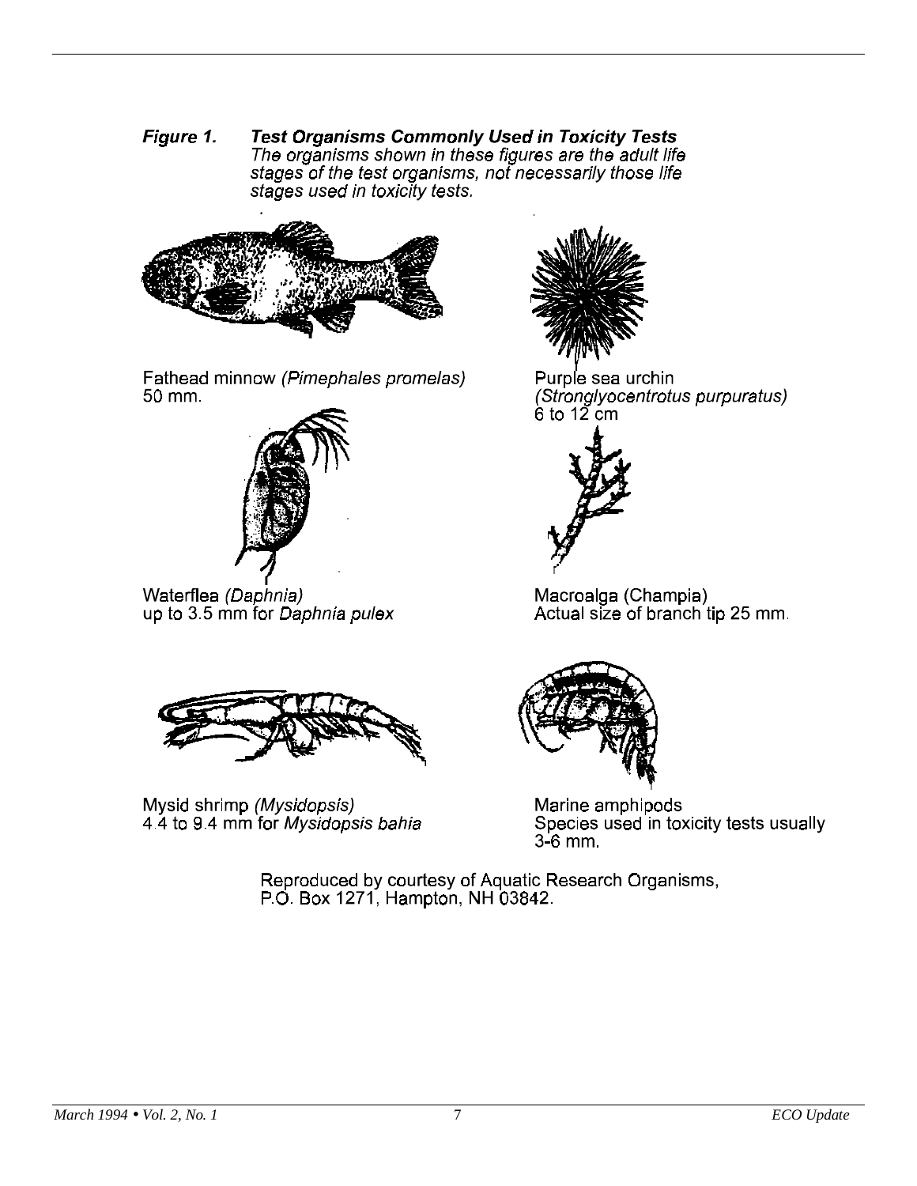***Figure 1. Test Organisms Commonly Used in Toxicity Tests***
*The organisms shown in these figures are the adult life stages of the test organisms, not necessarily those life stages used in toxicity tests.*

Fathead minnow *(Pimephales promelas)*
50 mm.

Purple sea urchin
*(Stronglyocentrotus purpuratus)*
6 to 12 cm

Waterflea *(Daphnia)*
up to 3.5 mm for *Daphnia pulex*

Macroalga (Champia)
Actual size of branch tip 25 mm.

Mysid shrimp *(Mysidopsis)*
4.4 to 9.4 mm for *Mysidopsis bahia*

Marine amphipods
Species used in toxicity tests usually 3-6 mm.

Reproduced by courtesy of Aquatic Research Organisms,
P.O. Box 1271, Hampton, NH 03842.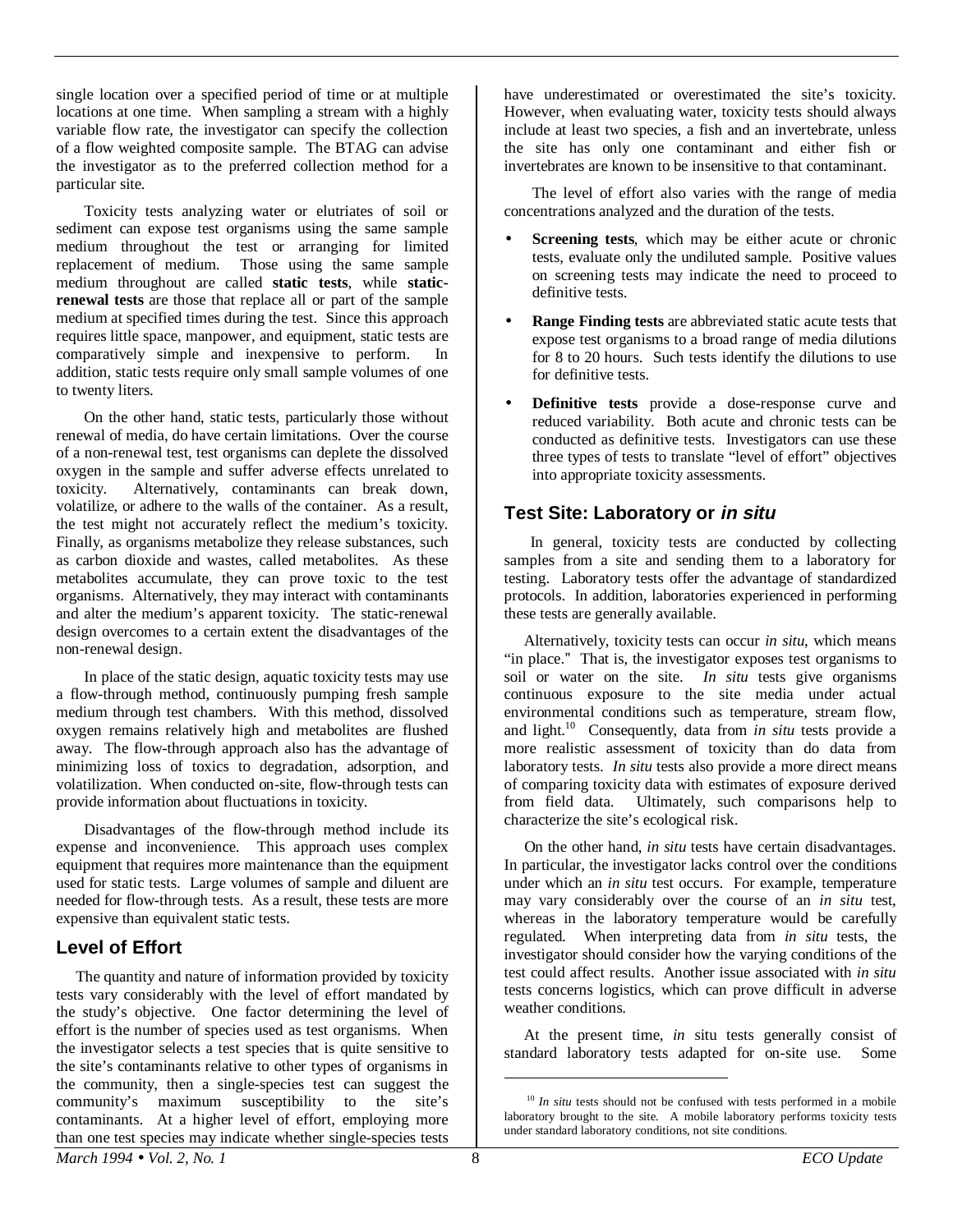single location over a specified period of time or at multiple locations at one time. When sampling a stream with a highly variable flow rate, the investigator can specify the collection of a flow weighted composite sample. The BTAG can advise the investigator as to the preferred collection method for a particular site.

Toxicity tests analyzing water or elutriates of soil or sediment can expose test organisms using the same sample medium throughout the test or arranging for limited replacement of medium. Those using the same sample medium throughout are called **static tests**, while **static-renewal tests** are those that replace all or part of the sample medium at specified times during the test. Since this approach requires little space, manpower, and equipment, static tests are comparatively simple and inexpensive to perform. In addition, static tests require only small sample volumes of one to twenty liters.

On the other hand, static tests, particularly those without renewal of media, do have certain limitations. Over the course of a non-renewal test, test organisms can deplete the dissolved oxygen in the sample and suffer adverse effects unrelated to toxicity. Alternatively, contaminants can break down, volatilize, or adhere to the walls of the container. As a result, the test might not accurately reflect the medium's toxicity. Finally, as organisms metabolize they release substances, such as carbon dioxide and wastes, called metabolites. As these metabolites accumulate, they can prove toxic to the test organisms. Alternatively, they may interact with contaminants and alter the medium's apparent toxicity. The static-renewal design overcomes to a certain extent the disadvantages of the non-renewal design.

In place of the static design, aquatic toxicity tests may use a flow-through method, continuously pumping fresh sample medium through test chambers. With this method, dissolved oxygen remains relatively high and metabolites are flushed away. The flow-through approach also has the advantage of minimizing loss of toxics to degradation, adsorption, and volatilization. When conducted on-site, flow-through tests can provide information about fluctuations in toxicity.

Disadvantages of the flow-through method include its expense and inconvenience. This approach uses complex equipment that requires more maintenance than the equipment used for static tests. Large volumes of sample and diluent are needed for flow-through tests. As a result, these tests are more expensive than equivalent static tests.

## Level of Effort

The quantity and nature of information provided by toxicity tests vary considerably with the level of effort mandated by the study's objective. One factor determining the level of effort is the number of species used as test organisms. When the investigator selects a test species that is quite sensitive to the site's contaminants relative to other types of organisms in the community, then a single-species test can suggest the community's maximum susceptibility to the site's contaminants. At a higher level of effort, employing more than one test species may indicate whether single-species tests have underestimated or overestimated the site's toxicity. However, when evaluating water, toxicity tests should always include at least two species, a fish and an invertebrate, unless the site has only one contaminant and either fish or invertebrates are known to be insensitive to that contaminant.

The level of effort also varies with the range of media concentrations analyzed and the duration of the tests.

- **Screening tests**, which may be either acute or chronic tests, evaluate only the undiluted sample. Positive values on screening tests may indicate the need to proceed to definitive tests.
- **Range Finding tests** are abbreviated static acute tests that expose test organisms to a broad range of media dilutions for 8 to 20 hours. Such tests identify the dilutions to use for definitive tests.
- **Definitive tests** provide a dose-response curve and reduced variability. Both acute and chronic tests can be conducted as definitive tests. Investigators can use these three types of tests to translate "level of effort" objectives into appropriate toxicity assessments.

## Test Site: Laboratory or *in situ*

In general, toxicity tests are conducted by collecting samples from a site and sending them to a laboratory for testing. Laboratory tests offer the advantage of standardized protocols. In addition, laboratories experienced in performing these tests are generally available.

Alternatively, toxicity tests can occur *in situ*, which means "in place." That is, the investigator exposes test organisms to soil or water on the site. *In situ* tests give organisms continuous exposure to the site media under actual environmental conditions such as temperature, stream flow, and light.[10] Consequently, data from *in situ* tests provide a more realistic assessment of toxicity than do data from laboratory tests. *In situ* tests also provide a more direct means of comparing toxicity data with estimates of exposure derived from field data. Ultimately, such comparisons help to characterize the site's ecological risk.

On the other hand, *in situ* tests have certain disadvantages. In particular, the investigator lacks control over the conditions under which an *in situ* test occurs. For example, temperature may vary considerably over the course of an *in situ* test, whereas in the laboratory temperature would be carefully regulated. When interpreting data from *in situ* tests, the investigator should consider how the varying conditions of the test could affect results. Another issue associated with *in situ* tests concerns logistics, which can prove difficult in adverse weather conditions.

At the present time, *in* situ tests generally consist of standard laboratory tests adapted for on-site use. Some

[10] *In situ* tests should not be confused with tests performed in a mobile laboratory brought to the site. A mobile laboratory performs toxicity tests under standard laboratory conditions, not site conditions.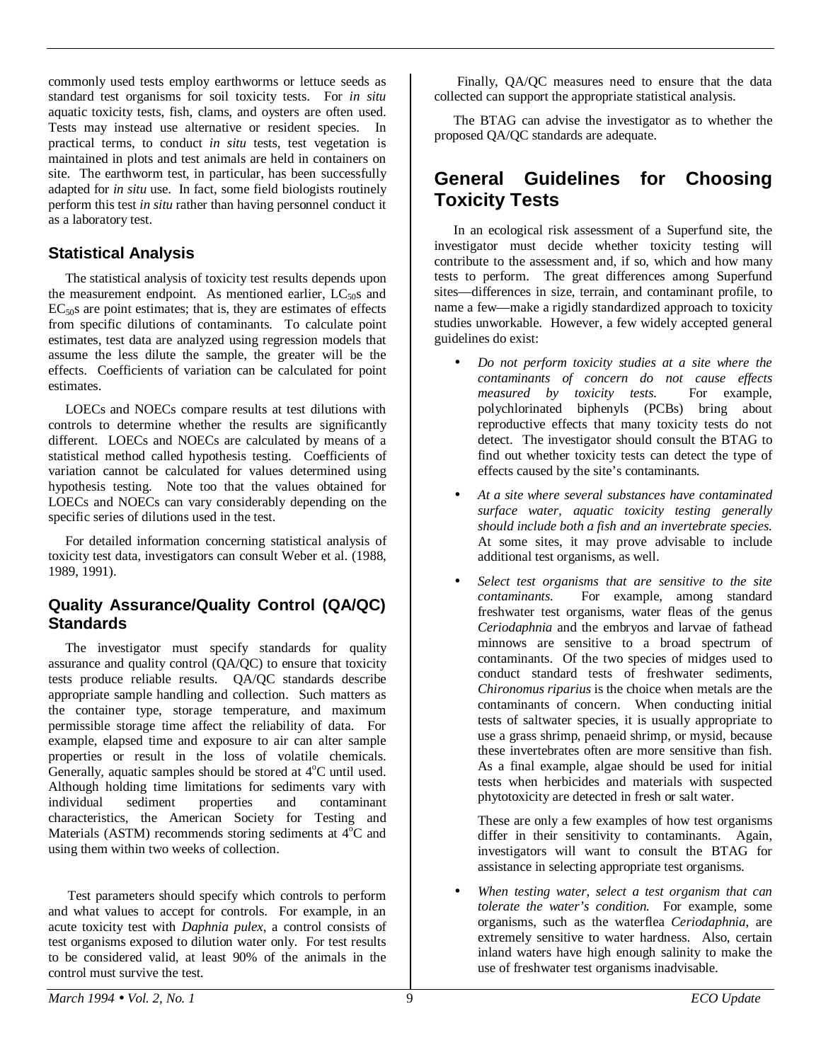commonly used tests employ earthworms or lettuce seeds as standard test organisms for soil toxicity tests. For *in situ* aquatic toxicity tests, fish, clams, and oysters are often used. Tests may instead use alternative or resident species. In practical terms, to conduct *in situ* tests, test vegetation is maintained in plots and test animals are held in containers on site. The earthworm test, in particular, has been successfully adapted for *in situ* use. In fact, some field biologists routinely perform this test *in situ* rather than having personnel conduct it as a laboratory test.

### Statistical Analysis

The statistical analysis of toxicity test results depends upon the measurement endpoint. As mentioned earlier, $LC_{50}$s and $EC_{50}$s are point estimates; that is, they are estimates of effects from specific dilutions of contaminants. To calculate point estimates, test data are analyzed using regression models that assume the less dilute the sample, the greater will be the effects. Coefficients of variation can be calculated for point estimates.

LOECs and NOECs compare results at test dilutions with controls to determine whether the results are significantly different. LOECs and NOECs are calculated by means of a statistical method called hypothesis testing. Coefficients of variation cannot be calculated for values determined using hypothesis testing. Note too that the values obtained for LOECs and NOECs can vary considerably depending on the specific series of dilutions used in the test.

For detailed information concerning statistical analysis of toxicity test data, investigators can consult Weber et al. (1988, 1989, 1991).

### Quality Assurance/Quality Control (QA/QC) Standards

The investigator must specify standards for quality assurance and quality control (QA/QC) to ensure that toxicity tests produce reliable results. QA/QC standards describe appropriate sample handling and collection. Such matters as the container type, storage temperature, and maximum permissible storage time affect the reliability of data. For example, elapsed time and exposure to air can alter sample properties or result in the loss of volatile chemicals. Generally, aquatic samples should be stored at 4°C until used. Although holding time limitations for sediments vary with individual sediment properties and contaminant characteristics, the American Society for Testing and Materials (ASTM) recommends storing sediments at 4°C and using them within two weeks of collection.

Test parameters should specify which controls to perform and what values to accept for controls. For example, in an acute toxicity test with *Daphnia pulex*, a control consists of test organisms exposed to dilution water only. For test results to be considered valid, at least 90% of the animals in the control must survive the test.

Finally, QA/QC measures need to ensure that the data collected can support the appropriate statistical analysis.

The BTAG can advise the investigator as to whether the proposed QA/QC standards are adequate.

## General Guidelines for Choosing Toxicity Tests

In an ecological risk assessment of a Superfund site, the investigator must decide whether toxicity testing will contribute to the assessment and, if so, which and how many tests to perform. The great differences among Superfund sites—differences in size, terrain, and contaminant profile, to name a few—make a rigidly standardized approach to toxicity studies unworkable. However, a few widely accepted general guidelines do exist:

- *Do not perform toxicity studies at a site where the contaminants of concern do not cause effects measured by toxicity tests.* For example, polychlorinated biphenyls (PCBs) bring about reproductive effects that many toxicity tests do not detect. The investigator should consult the BTAG to find out whether toxicity tests can detect the type of effects caused by the site's contaminants.

- *At a site where several substances have contaminated surface water, aquatic toxicity testing generally should include both a fish and an invertebrate species.* At some sites, it may prove advisable to include additional test organisms, as well.

- *Select test organisms that are sensitive to the site contaminants.* For example, among standard freshwater test organisms, water fleas of the genus *Ceriodaphnia* and the embryos and larvae of fathead minnows are sensitive to a broad spectrum of contaminants. Of the two species of midges used to conduct standard tests of freshwater sediments, *Chironomus riparius* is the choice when metals are the contaminants of concern. When conducting initial tests of saltwater species, it is usually appropriate to use a grass shrimp, penaeid shrimp, or mysid, because these invertebrates often are more sensitive than fish. As a final example, algae should be used for initial tests when herbicides and materials with suspected phytotoxicity are detected in fresh or salt water.

  These are only a few examples of how test organisms differ in their sensitivity to contaminants. Again, investigators will want to consult the BTAG for assistance in selecting appropriate test organisms.

- *When testing water, select a test organism that can tolerate the water's condition.* For example, some organisms, such as the waterflea *Ceriodaphnia*, are extremely sensitive to water hardness. Also, certain inland waters have high enough salinity to make the use of freshwater test organisms inadvisable.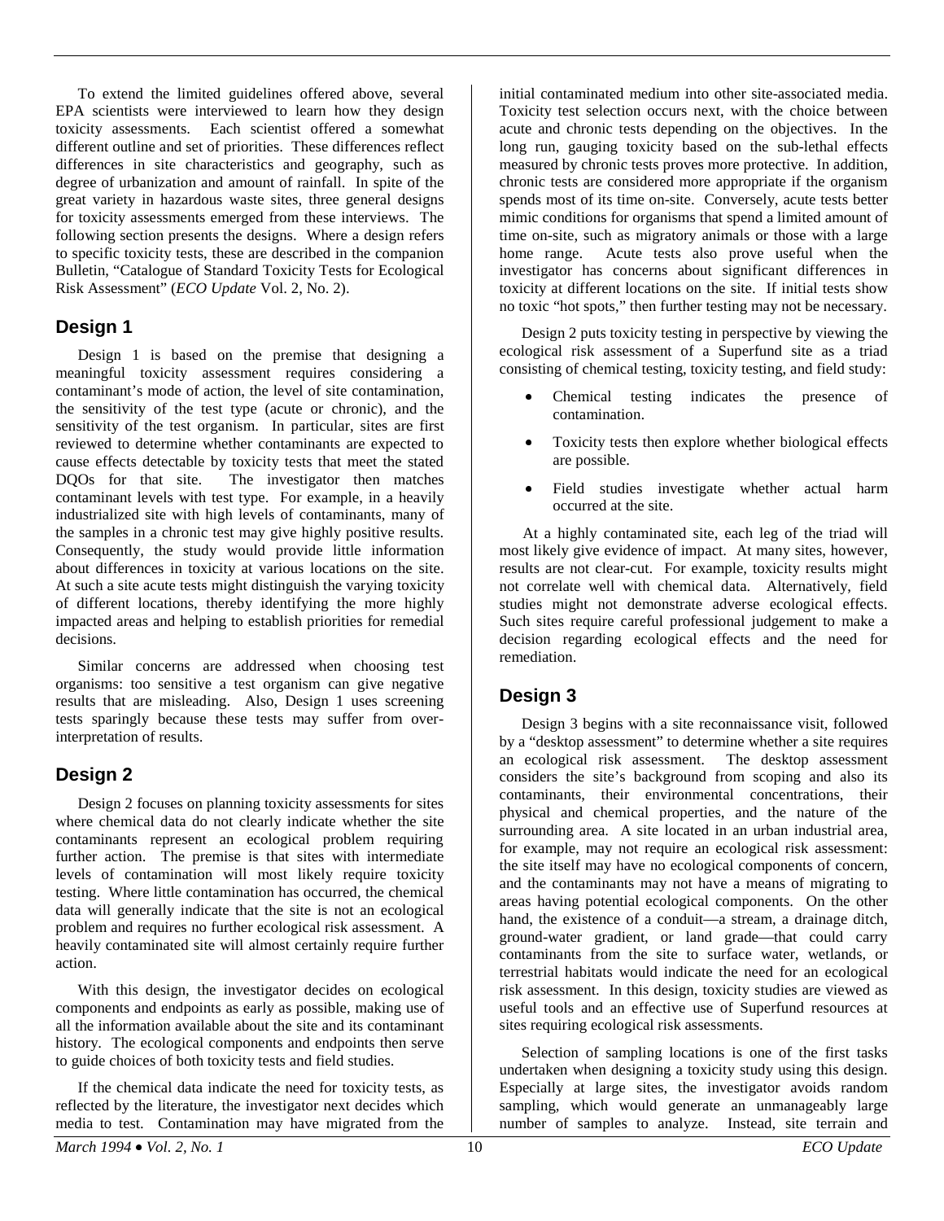To extend the limited guidelines offered above, several EPA scientists were interviewed to learn how they design toxicity assessments. Each scientist offered a somewhat different outline and set of priorities. These differences reflect differences in site characteristics and geography, such as degree of urbanization and amount of rainfall. In spite of the great variety in hazardous waste sites, three general designs for toxicity assessments emerged from these interviews. The following section presents the designs. Where a design refers to specific toxicity tests, these are described in the companion Bulletin, "Catalogue of Standard Toxicity Tests for Ecological Risk Assessment" (*ECO Update* Vol. 2, No. 2).

## Design 1

Design 1 is based on the premise that designing a meaningful toxicity assessment requires considering a contaminant's mode of action, the level of site contamination, the sensitivity of the test type (acute or chronic), and the sensitivity of the test organism. In particular, sites are first reviewed to determine whether contaminants are expected to cause effects detectable by toxicity tests that meet the stated DQOs for that site. The investigator then matches contaminant levels with test type. For example, in a heavily industrialized site with high levels of contaminants, many of the samples in a chronic test may give highly positive results. Consequently, the study would provide little information about differences in toxicity at various locations on the site. At such a site acute tests might distinguish the varying toxicity of different locations, thereby identifying the more highly impacted areas and helping to establish priorities for remedial decisions.

Similar concerns are addressed when choosing test organisms: too sensitive a test organism can give negative results that are misleading. Also, Design 1 uses screening tests sparingly because these tests may suffer from over-interpretation of results.

## Design 2

Design 2 focuses on planning toxicity assessments for sites where chemical data do not clearly indicate whether the site contaminants represent an ecological problem requiring further action. The premise is that sites with intermediate levels of contamination will most likely require toxicity testing. Where little contamination has occurred, the chemical data will generally indicate that the site is not an ecological problem and requires no further ecological risk assessment. A heavily contaminated site will almost certainly require further action.

With this design, the investigator decides on ecological components and endpoints as early as possible, making use of all the information available about the site and its contaminant history. The ecological components and endpoints then serve to guide choices of both toxicity tests and field studies.

If the chemical data indicate the need for toxicity tests, as reflected by the literature, the investigator next decides which media to test. Contamination may have migrated from the initial contaminated medium into other site-associated media. Toxicity test selection occurs next, with the choice between acute and chronic tests depending on the objectives. In the long run, gauging toxicity based on the sub-lethal effects measured by chronic tests proves more protective. In addition, chronic tests are considered more appropriate if the organism spends most of its time on-site. Conversely, acute tests better mimic conditions for organisms that spend a limited amount of time on-site, such as migratory animals or those with a large home range. Acute tests also prove useful when the investigator has concerns about significant differences in toxicity at different locations on the site. If initial tests show no toxic "hot spots," then further testing may not be necessary.

Design 2 puts toxicity testing in perspective by viewing the ecological risk assessment of a Superfund site as a triad consisting of chemical testing, toxicity testing, and field study:

- Chemical testing indicates the presence of contamination.
- Toxicity tests then explore whether biological effects are possible.
- Field studies investigate whether actual harm occurred at the site.

At a highly contaminated site, each leg of the triad will most likely give evidence of impact. At many sites, however, results are not clear-cut. For example, toxicity results might not correlate well with chemical data. Alternatively, field studies might not demonstrate adverse ecological effects. Such sites require careful professional judgement to make a decision regarding ecological effects and the need for remediation.

## Design 3

Design 3 begins with a site reconnaissance visit, followed by a "desktop assessment" to determine whether a site requires an ecological risk assessment. The desktop assessment considers the site's background from scoping and also its contaminants, their environmental concentrations, their physical and chemical properties, and the nature of the surrounding area. A site located in an urban industrial area, for example, may not require an ecological risk assessment: the site itself may have no ecological components of concern, and the contaminants may not have a means of migrating to areas having potential ecological components. On the other hand, the existence of a conduit—a stream, a drainage ditch, ground-water gradient, or land grade—that could carry contaminants from the site to surface water, wetlands, or terrestrial habitats would indicate the need for an ecological risk assessment. In this design, toxicity studies are viewed as useful tools and an effective use of Superfund resources at sites requiring ecological risk assessments.

Selection of sampling locations is one of the first tasks undertaken when designing a toxicity study using this design. Especially at large sites, the investigator avoids random sampling, which would generate an unmanageably large number of samples to analyze. Instead, site terrain and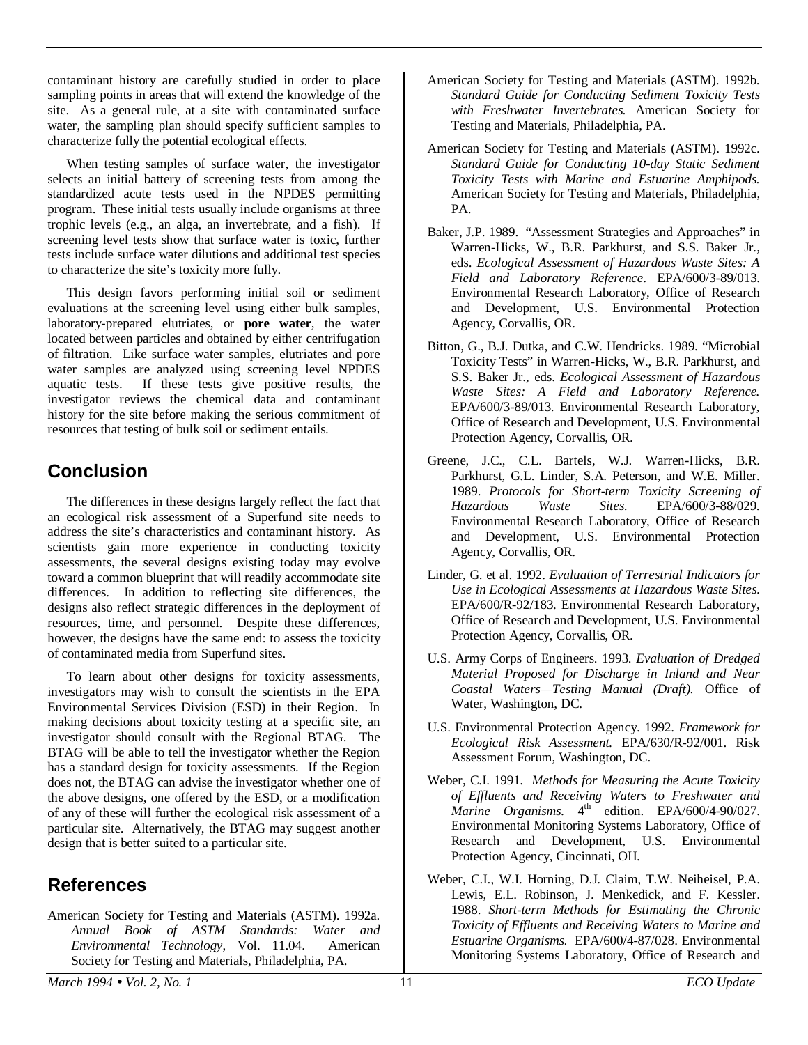contaminant history are carefully studied in order to place sampling points in areas that will extend the knowledge of the site. As a general rule, at a site with contaminated surface water, the sampling plan should specify sufficient samples to characterize fully the potential ecological effects.

When testing samples of surface water, the investigator selects an initial battery of screening tests from among the standardized acute tests used in the NPDES permitting program. These initial tests usually include organisms at three trophic levels (e.g., an alga, an invertebrate, and a fish). If screening level tests show that surface water is toxic, further tests include surface water dilutions and additional test species to characterize the site's toxicity more fully.

This design favors performing initial soil or sediment evaluations at the screening level using either bulk samples, laboratory-prepared elutriates, or **pore water**, the water located between particles and obtained by either centrifugation of filtration. Like surface water samples, elutriates and pore water samples are analyzed using screening level NPDES aquatic tests. If these tests give positive results, the investigator reviews the chemical data and contaminant history for the site before making the serious commitment of resources that testing of bulk soil or sediment entails.

## Conclusion

The differences in these designs largely reflect the fact that an ecological risk assessment of a Superfund site needs to address the site's characteristics and contaminant history. As scientists gain more experience in conducting toxicity assessments, the several designs existing today may evolve toward a common blueprint that will readily accommodate site differences. In addition to reflecting site differences, the designs also reflect strategic differences in the deployment of resources, time, and personnel. Despite these differences, however, the designs have the same end: to assess the toxicity of contaminated media from Superfund sites.

To learn about other designs for toxicity assessments, investigators may wish to consult the scientists in the EPA Environmental Services Division (ESD) in their Region. In making decisions about toxicity testing at a specific site, an investigator should consult with the Regional BTAG. The BTAG will be able to tell the investigator whether the Region has a standard design for toxicity assessments. If the Region does not, the BTAG can advise the investigator whether one of the above designs, one offered by the ESD, or a modification of any of these will further the ecological risk assessment of a particular site. Alternatively, the BTAG may suggest another design that is better suited to a particular site.

## References

American Society for Testing and Materials (ASTM). 1992a. *Annual Book of ASTM Standards: Water and Environmental Technology*, Vol. 11.04. American Society for Testing and Materials, Philadelphia, PA.

American Society for Testing and Materials (ASTM). 1992b. *Standard Guide for Conducting Sediment Toxicity Tests with Freshwater Invertebrates*. American Society for Testing and Materials, Philadelphia, PA.

American Society for Testing and Materials (ASTM). 1992c. *Standard Guide for Conducting 10-day Static Sediment Toxicity Tests with Marine and Estuarine Amphipods.* American Society for Testing and Materials, Philadelphia, PA.

Baker, J.P. 1989. "Assessment Strategies and Approaches" in Warren-Hicks, W., B.R. Parkhurst, and S.S. Baker Jr., eds. *Ecological Assessment of Hazardous Waste Sites: A Field and Laboratory Reference*. EPA/600/3-89/013. Environmental Research Laboratory, Office of Research and Development, U.S. Environmental Protection Agency, Corvallis, OR.

Bitton, G., B.J. Dutka, and C.W. Hendricks. 1989. "Microbial Toxicity Tests" in Warren-Hicks, W., B.R. Parkhurst, and S.S. Baker Jr., eds. *Ecological Assessment of Hazardous Waste Sites: A Field and Laboratory Reference.* EPA/600/3-89/013. Environmental Research Laboratory, Office of Research and Development, U.S. Environmental Protection Agency, Corvallis, OR.

Greene, J.C., C.L. Bartels, W.J. Warren-Hicks, B.R. Parkhurst, G.L. Linder, S.A. Peterson, and W.E. Miller. 1989. *Protocols for Short-term Toxicity Screening of Hazardous Waste Sites.* EPA/600/3-88/029. Environmental Research Laboratory, Office of Research and Development, U.S. Environmental Protection Agency, Corvallis, OR.

Linder, G. et al. 1992. *Evaluation of Terrestrial Indicators for Use in Ecological Assessments at Hazardous Waste Sites.* EPA/600/R-92/183. Environmental Research Laboratory, Office of Research and Development, U.S. Environmental Protection Agency, Corvallis, OR.

U.S. Army Corps of Engineers. 1993. *Evaluation of Dredged Material Proposed for Discharge in Inland and Near Coastal Waters—Testing Manual (Draft).* Office of Water, Washington, DC.

U.S. Environmental Protection Agency. 1992. *Framework for Ecological Risk Assessment.* EPA/630/R-92/001. Risk Assessment Forum, Washington, DC.

Weber, C.I. 1991. *Methods for Measuring the Acute Toxicity of Effluents and Receiving Waters to Freshwater and Marine Organisms.* 4th edition. EPA/600/4-90/027. Environmental Monitoring Systems Laboratory, Office of Research and Development, U.S. Environmental Protection Agency, Cincinnati, OH.

Weber, C.I., W.I. Horning, D.J. Claim, T.W. Neiheisel, P.A. Lewis, E.L. Robinson, J. Menkedick, and F. Kessler. 1988. *Short-term Methods for Estimating the Chronic Toxicity of Effluents and Receiving Waters to Marine and Estuarine Organisms.* EPA/600/4-87/028. Environmental Monitoring Systems Laboratory, Office of Research and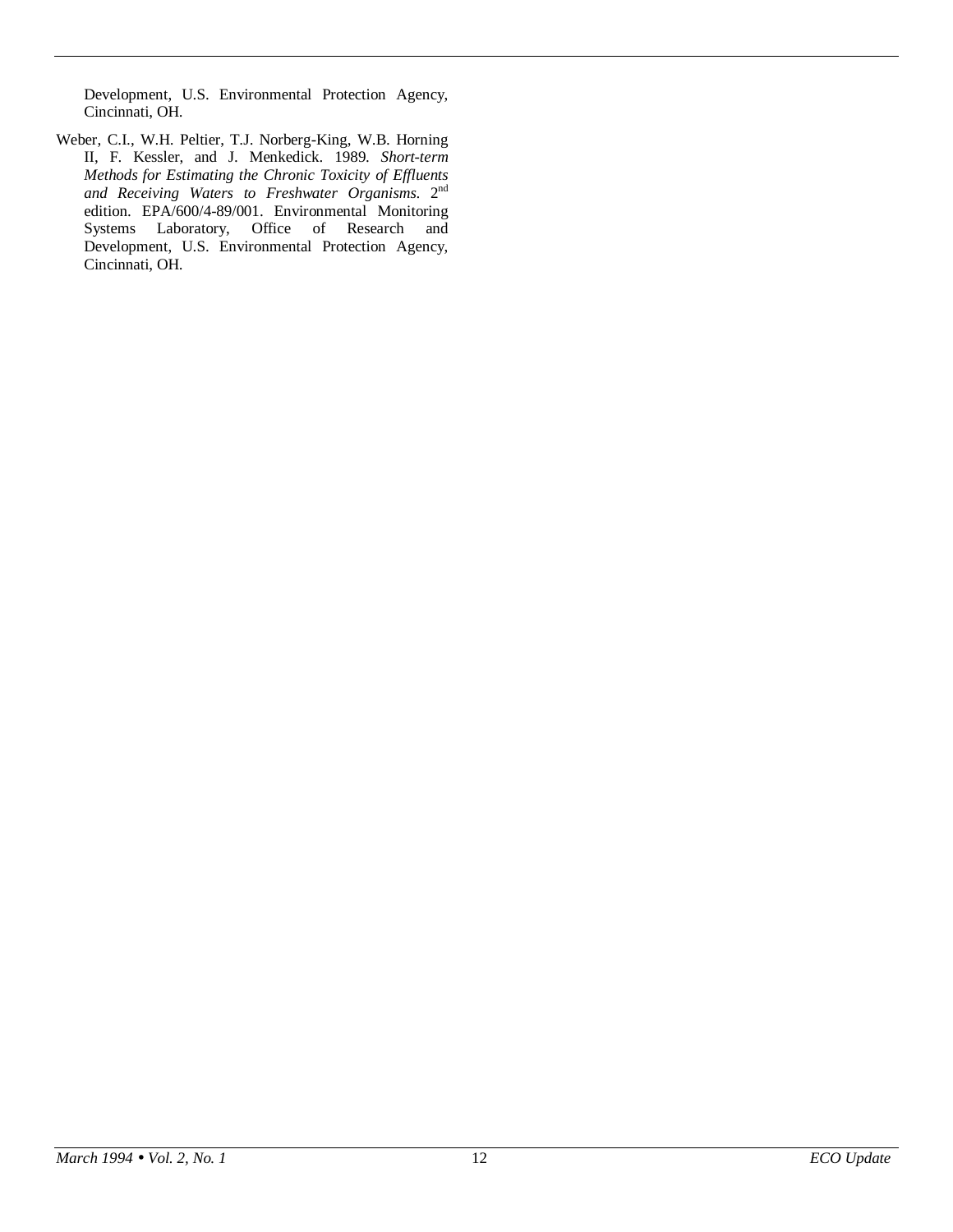Development, U.S. Environmental Protection Agency, Cincinnati, OH.

Weber, C.I., W.H. Peltier, T.J. Norberg-King, W.B. Horning II, F. Kessler, and J. Menkedick. 1989. *Short-term Methods for Estimating the Chronic Toxicity of Effluents and Receiving Waters to Freshwater Organisms.* 2nd edition. EPA/600/4-89/001. Environmental Monitoring Systems Laboratory, Office of Research and Development, U.S. Environmental Protection Agency, Cincinnati, OH.